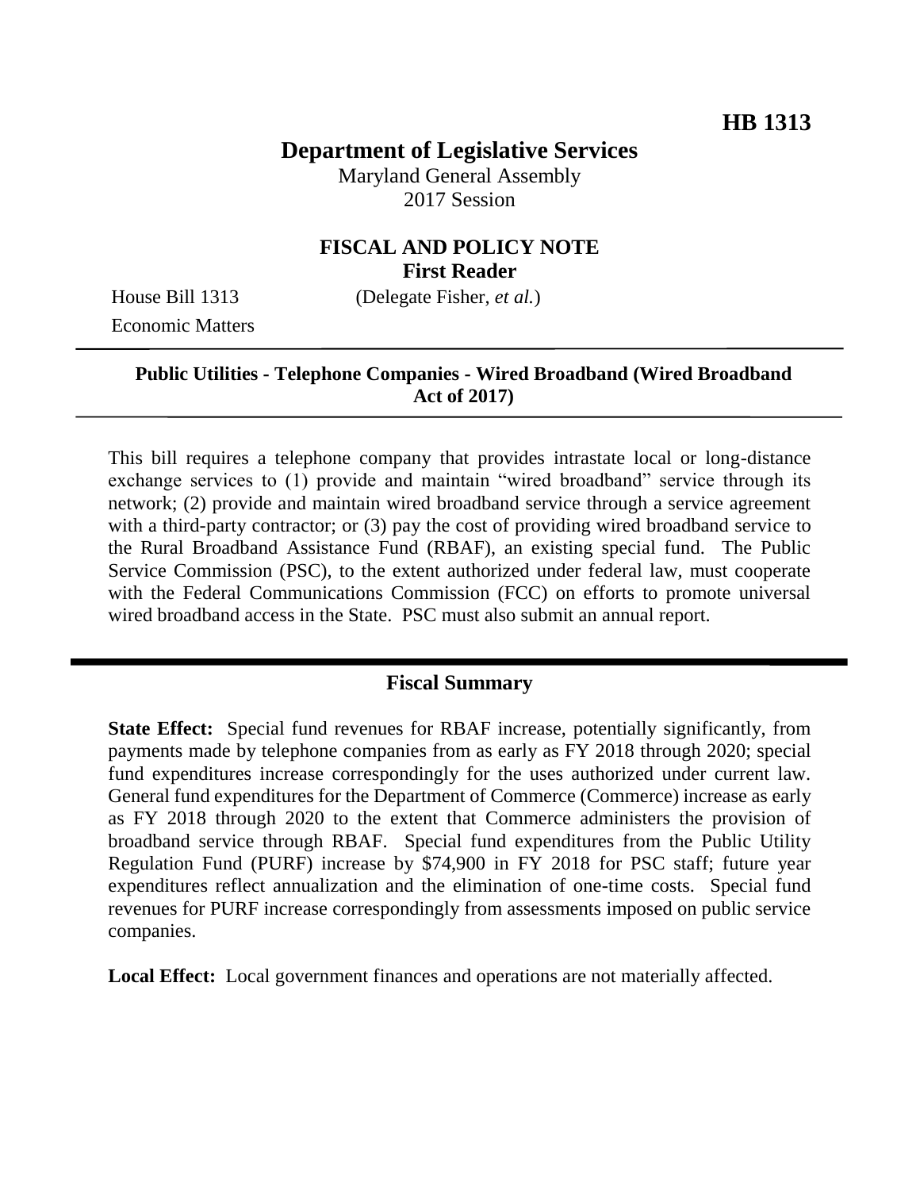**HB 1313**

# Department of Legislative Services

Maryland General Assembly
2017 Session

## FISCAL AND POLICY NOTE
**First Reader**

House Bill 1313 (Delegate Fisher, *et al.*)
Economic Matters

**Public Utilities - Telephone Companies - Wired Broadband (Wired Broadband Act of 2017)**

This bill requires a telephone company that provides intrastate local or long-distance exchange services to (1) provide and maintain "wired broadband" service through its network; (2) provide and maintain wired broadband service through a service agreement with a third-party contractor; or (3) pay the cost of providing wired broadband service to the Rural Broadband Assistance Fund (RBAF), an existing special fund. The Public Service Commission (PSC), to the extent authorized under federal law, must cooperate with the Federal Communications Commission (FCC) on efforts to promote universal wired broadband access in the State. PSC must also submit an annual report.

## Fiscal Summary

**State Effect:** Special fund revenues for RBAF increase, potentially significantly, from payments made by telephone companies from as early as FY 2018 through 2020; special fund expenditures increase correspondingly for the uses authorized under current law. General fund expenditures for the Department of Commerce (Commerce) increase as early as FY 2018 through 2020 to the extent that Commerce administers the provision of broadband service through RBAF. Special fund expenditures from the Public Utility Regulation Fund (PURF) increase by $74,900 in FY 2018 for PSC staff; future year expenditures reflect annualization and the elimination of one-time costs. Special fund revenues for PURF increase correspondingly from assessments imposed on public service companies.

**Local Effect:** Local government finances and operations are not materially affected.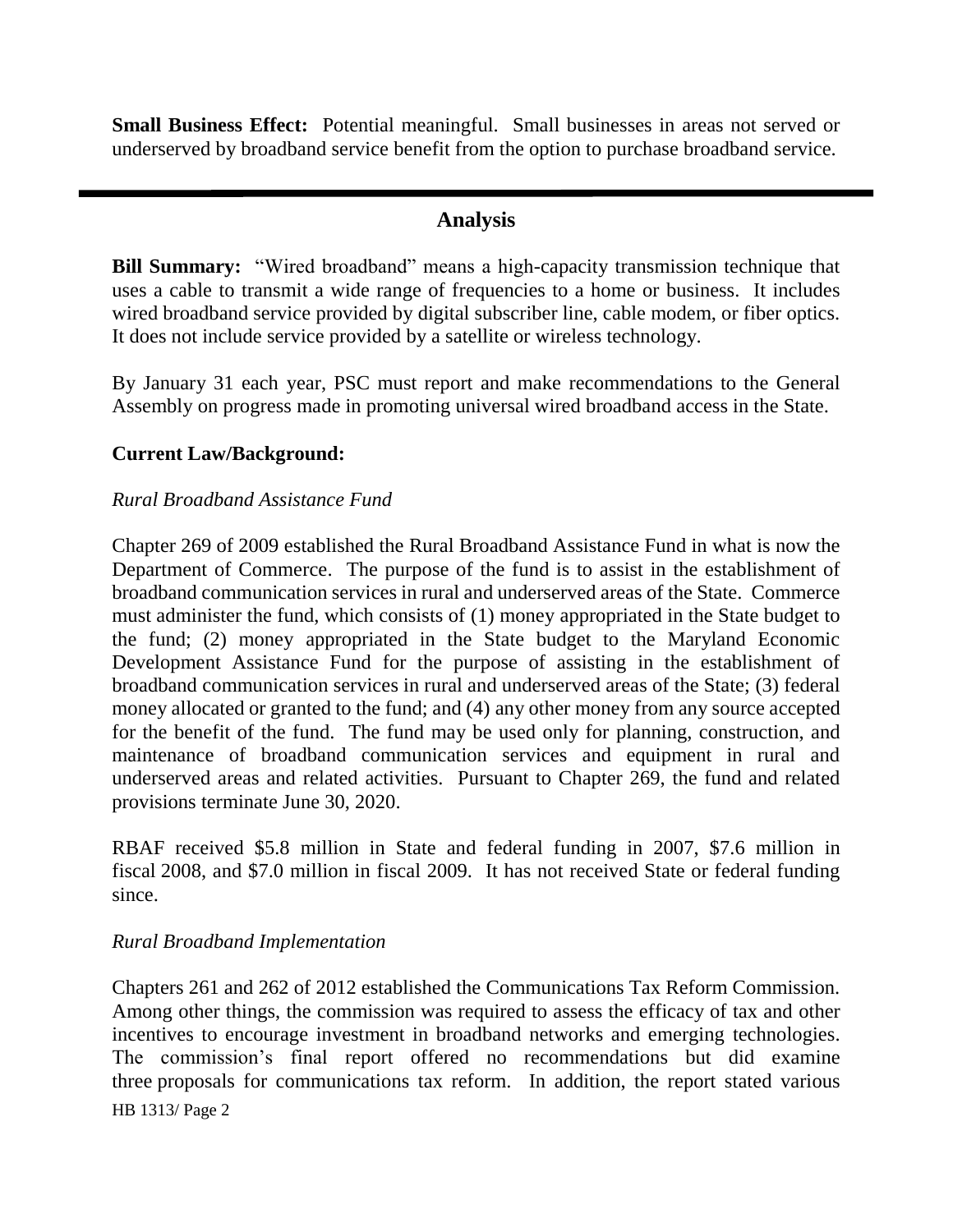**Small Business Effect:** Potential meaningful. Small businesses in areas not served or underserved by broadband service benefit from the option to purchase broadband service.

---

## Analysis

**Bill Summary:** "Wired broadband" means a high-capacity transmission technique that uses a cable to transmit a wide range of frequencies to a home or business. It includes wired broadband service provided by digital subscriber line, cable modem, or fiber optics. It does not include service provided by a satellite or wireless technology.

By January 31 each year, PSC must report and make recommendations to the General Assembly on progress made in promoting universal wired broadband access in the State.

**Current Law/Background:**

*Rural Broadband Assistance Fund*

Chapter 269 of 2009 established the Rural Broadband Assistance Fund in what is now the Department of Commerce. The purpose of the fund is to assist in the establishment of broadband communication services in rural and underserved areas of the State. Commerce must administer the fund, which consists of (1) money appropriated in the State budget to the fund; (2) money appropriated in the State budget to the Maryland Economic Development Assistance Fund for the purpose of assisting in the establishment of broadband communication services in rural and underserved areas of the State; (3) federal money allocated or granted to the fund; and (4) any other money from any source accepted for the benefit of the fund. The fund may be used only for planning, construction, and maintenance of broadband communication services and equipment in rural and underserved areas and related activities. Pursuant to Chapter 269, the fund and related provisions terminate June 30, 2020.

RBAF received $5.8 million in State and federal funding in 2007, $7.6 million in fiscal 2008, and $7.0 million in fiscal 2009. It has not received State or federal funding since.

*Rural Broadband Implementation*

Chapters 261 and 262 of 2012 established the Communications Tax Reform Commission. Among other things, the commission was required to assess the efficacy of tax and other incentives to encourage investment in broadband networks and emerging technologies. The commission's final report offered no recommendations but did examine three proposals for communications tax reform. In addition, the report stated various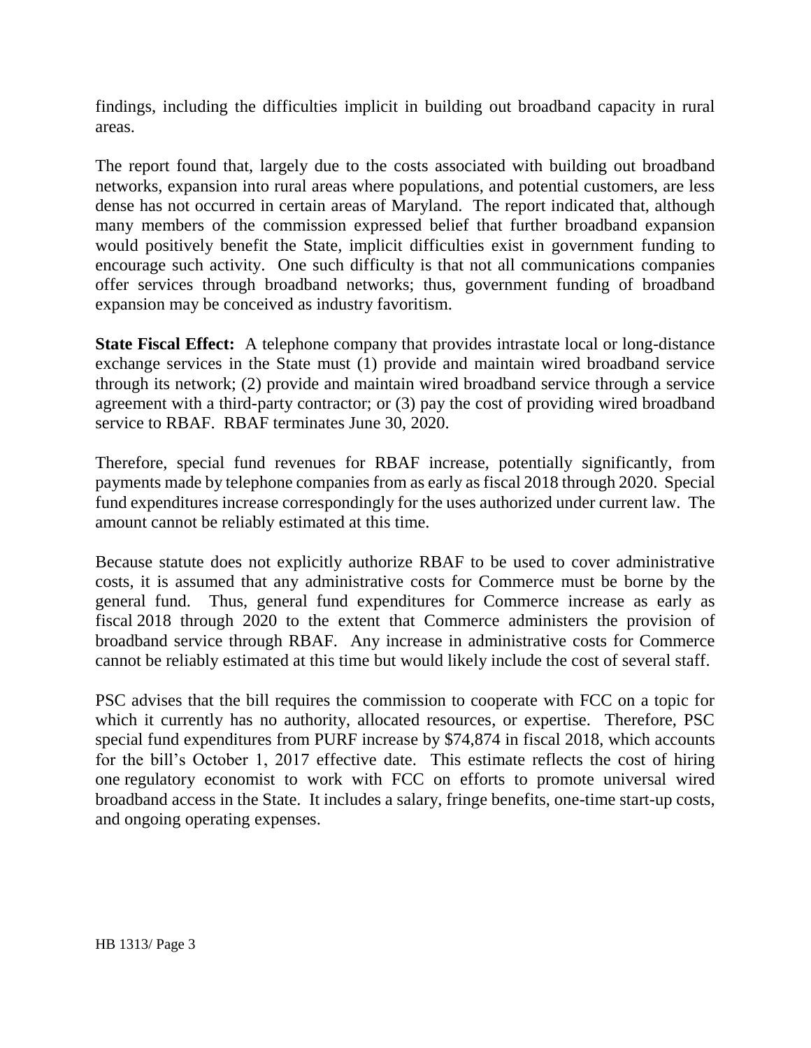findings, including the difficulties implicit in building out broadband capacity in rural areas.

The report found that, largely due to the costs associated with building out broadband networks, expansion into rural areas where populations, and potential customers, are less dense has not occurred in certain areas of Maryland. The report indicated that, although many members of the commission expressed belief that further broadband expansion would positively benefit the State, implicit difficulties exist in government funding to encourage such activity. One such difficulty is that not all communications companies offer services through broadband networks; thus, government funding of broadband expansion may be conceived as industry favoritism.

**State Fiscal Effect:** A telephone company that provides intrastate local or long-distance exchange services in the State must (1) provide and maintain wired broadband service through its network; (2) provide and maintain wired broadband service through a service agreement with a third-party contractor; or (3) pay the cost of providing wired broadband service to RBAF. RBAF terminates June 30, 2020.

Therefore, special fund revenues for RBAF increase, potentially significantly, from payments made by telephone companies from as early as fiscal 2018 through 2020. Special fund expenditures increase correspondingly for the uses authorized under current law. The amount cannot be reliably estimated at this time.

Because statute does not explicitly authorize RBAF to be used to cover administrative costs, it is assumed that any administrative costs for Commerce must be borne by the general fund. Thus, general fund expenditures for Commerce increase as early as fiscal 2018 through 2020 to the extent that Commerce administers the provision of broadband service through RBAF. Any increase in administrative costs for Commerce cannot be reliably estimated at this time but would likely include the cost of several staff.

PSC advises that the bill requires the commission to cooperate with FCC on a topic for which it currently has no authority, allocated resources, or expertise. Therefore, PSC special fund expenditures from PURF increase by $74,874 in fiscal 2018, which accounts for the bill's October 1, 2017 effective date. This estimate reflects the cost of hiring one regulatory economist to work with FCC on efforts to promote universal wired broadband access in the State. It includes a salary, fringe benefits, one-time start-up costs, and ongoing operating expenses.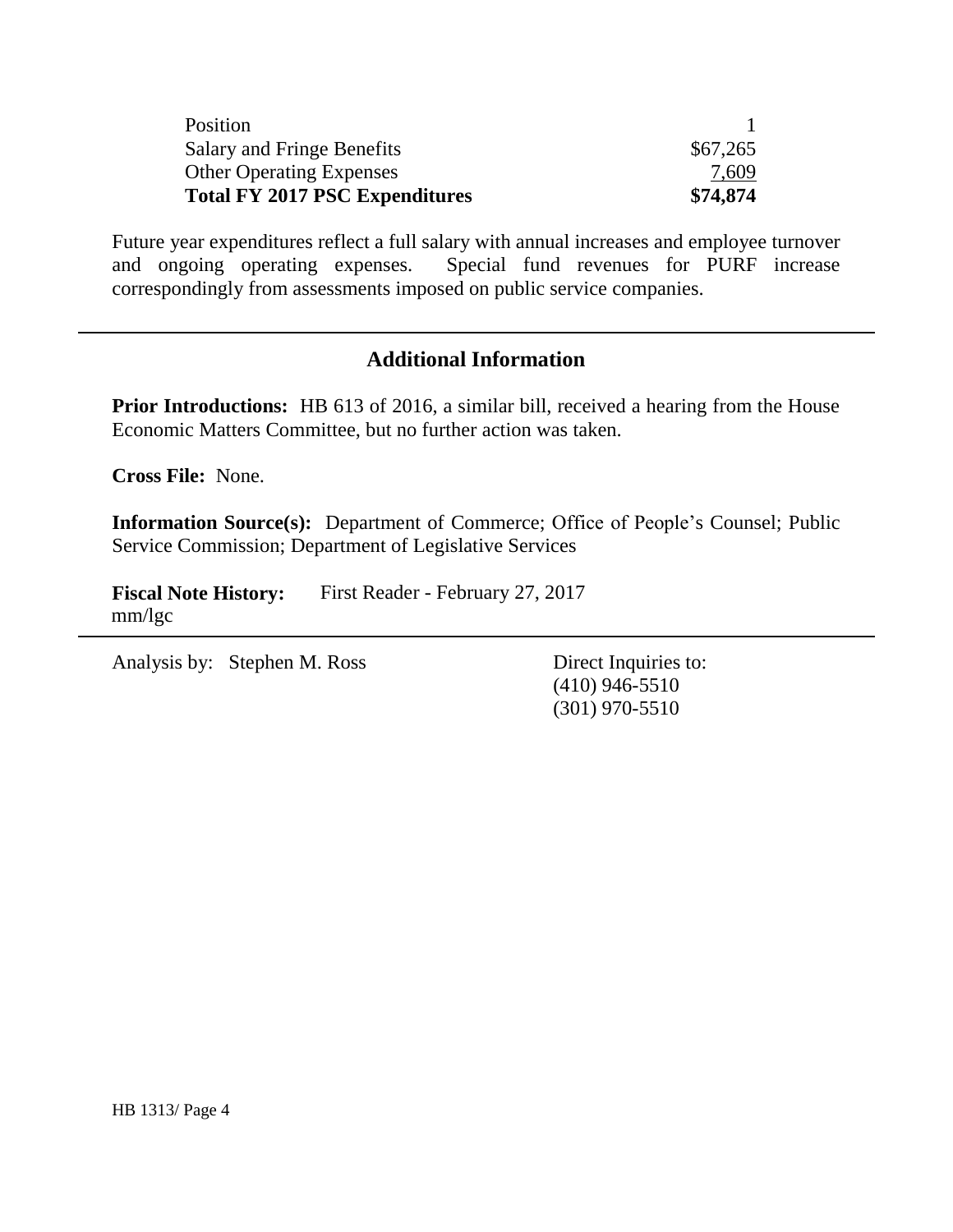| | |
|---|---|
| Position | 1 |
| Salary and Fringe Benefits | $67,265 |
| Other Operating Expenses | 7,609 |
| **Total FY 2017 PSC Expenditures** | **$74,874** |

Future year expenditures reflect a full salary with annual increases and employee turnover and ongoing operating expenses. Special fund revenues for PURF increase correspondingly from assessments imposed on public service companies.

## Additional Information

**Prior Introductions:** HB 613 of 2016, a similar bill, received a hearing from the House Economic Matters Committee, but no further action was taken.

**Cross File:** None.

**Information Source(s):** Department of Commerce; Office of People's Counsel; Public Service Commission; Department of Legislative Services

**Fiscal Note History:** First Reader - February 27, 2017
mm/lgc

Analysis by: Stephen M. Ross

Direct Inquiries to:
(410) 946-5510
(301) 970-5510